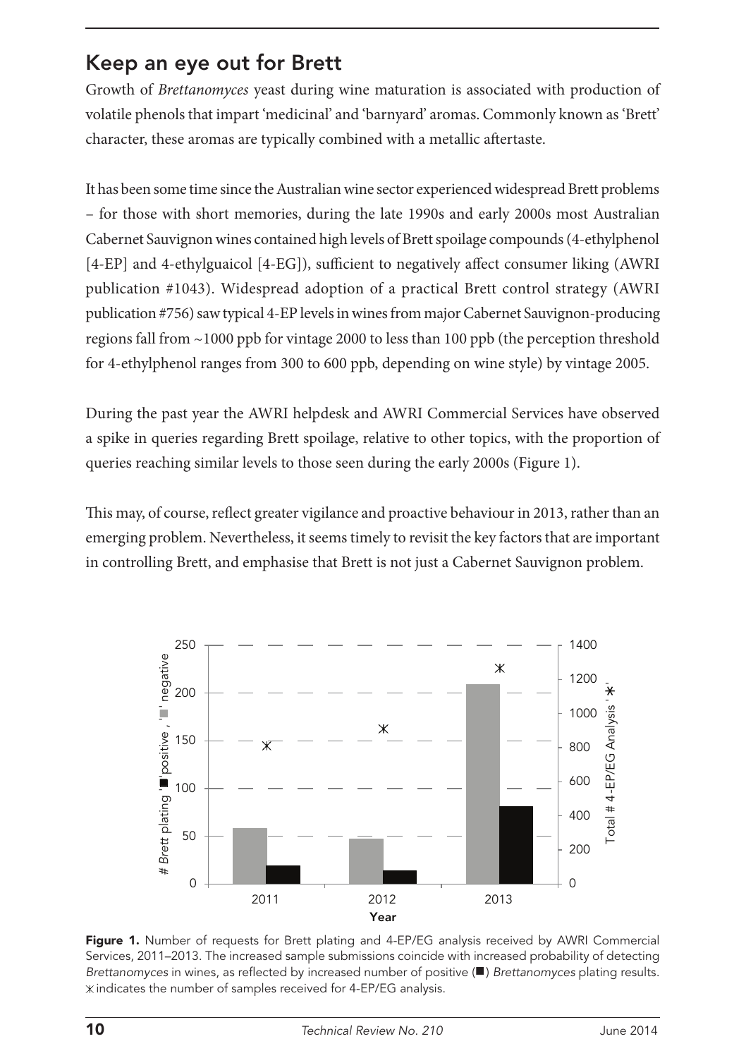## Keep an eye out for Brett

Growth of *Brettanomyces* yeast during wine maturation is associated with production of volatile phenols that impart 'medicinal' and 'barnyard' aromas. Commonly known as 'Brett' character, these aromas are typically combined with a metallic aftertaste.

It has been some time since the Australian wine sector experienced widespread Brett problems – for those with short memories, during the late 1990s and early 2000s most Australian Cabernet Sauvignon wines contained high levels of Brett spoilage compounds (4-ethylphenol [4-EP] and 4-ethylguaicol [4-EG]), sufficient to negatively affect consumer liking (AWRI publication #1043). Widespread adoption of a practical Brett control strategy (AWRI publication #756) saw typical 4-EP levels in wines from major Cabernet Sauvignon-producing regions fall from ~1000 ppb for vintage 2000 to less than 100 ppb (the perception threshold for 4-ethylphenol ranges from 300 to 600 ppb, depending on wine style) by vintage 2005.

During the past year the AWRI helpdesk and AWRI Commercial Services have observed a spike in queries regarding Brett spoilage, relative to other topics, with the proportion of queries reaching similar levels to those seen during the early 2000s (Figure 1).

This may, of course, reflect greater vigilance and proactive behaviour in 2013, rather than an emerging problem. Nevertheless, it seems timely to revisit the key factors that are important in controlling Brett, and emphasise that Brett is not just a Cabernet Sauvignon problem.

**Figure 1.** Number of requests for Brett plating and 4-EP/EG analysis received by AWRI Commercial Services, 2011–2013. The increased sample submissions coincide with increased probability of detecting *Brettanomyces* in wines, as reflected by increased number of positive (■) *Brettanomyces* plating results. ⚹ indicates the number of samples received for 4-EP/EG analysis.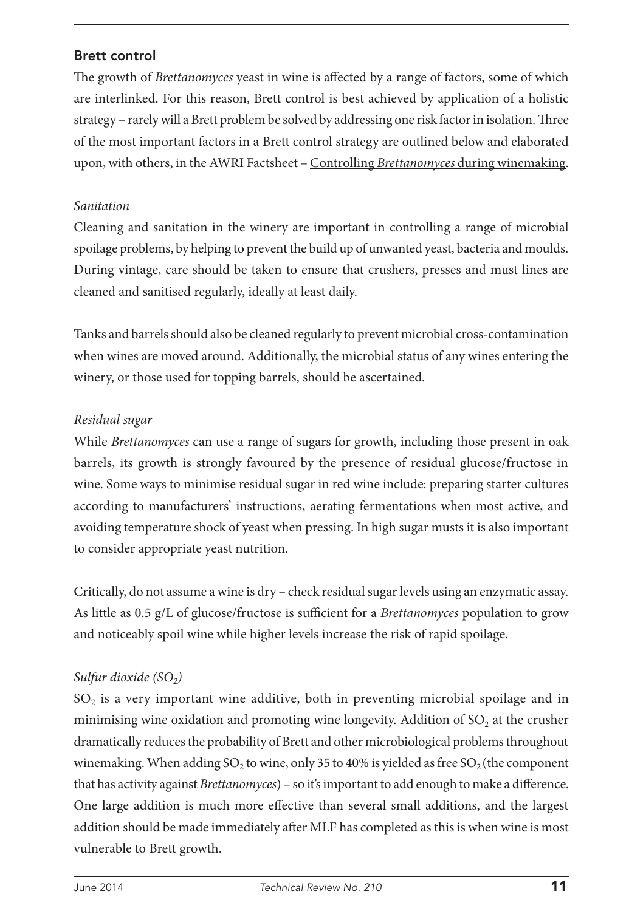## Brett control

The growth of *Brettanomyces* yeast in wine is affected by a range of factors, some of which are interlinked. For this reason, Brett control is best achieved by application of a holistic strategy – rarely will a Brett problem be solved by addressing one risk factor in isolation. Three of the most important factors in a Brett control strategy are outlined below and elaborated upon, with others, in the AWRI Factsheet – Controlling *Brettanomyces* during winemaking.

### *Sanitation*

Cleaning and sanitation in the winery are important in controlling a range of microbial spoilage problems, by helping to prevent the build up of unwanted yeast, bacteria and moulds. During vintage, care should be taken to ensure that crushers, presses and must lines are cleaned and sanitised regularly, ideally at least daily.

Tanks and barrels should also be cleaned regularly to prevent microbial cross-contamination when wines are moved around. Additionally, the microbial status of any wines entering the winery, or those used for topping barrels, should be ascertained.

### *Residual sugar*

While *Brettanomyces* can use a range of sugars for growth, including those present in oak barrels, its growth is strongly favoured by the presence of residual glucose/fructose in wine. Some ways to minimise residual sugar in red wine include: preparing starter cultures according to manufacturers' instructions, aerating fermentations when most active, and avoiding temperature shock of yeast when pressing. In high sugar musts it is also important to consider appropriate yeast nutrition.

Critically, do not assume a wine is dry – check residual sugar levels using an enzymatic assay. As little as 0.5 g/L of glucose/fructose is sufficient for a *Brettanomyces* population to grow and noticeably spoil wine while higher levels increase the risk of rapid spoilage.

### *Sulfur dioxide ($SO_2$)*

$SO_2$ is a very important wine additive, both in preventing microbial spoilage and in minimising wine oxidation and promoting wine longevity. Addition of $SO_2$ at the crusher dramatically reduces the probability of Brett and other microbiological problems throughout winemaking. When adding $SO_2$ to wine, only 35 to 40% is yielded as free $SO_2$ (the component that has activity against *Brettanomyces*) – so it's important to add enough to make a difference. One large addition is much more effective than several small additions, and the largest addition should be made immediately after MLF has completed as this is when wine is most vulnerable to Brett growth.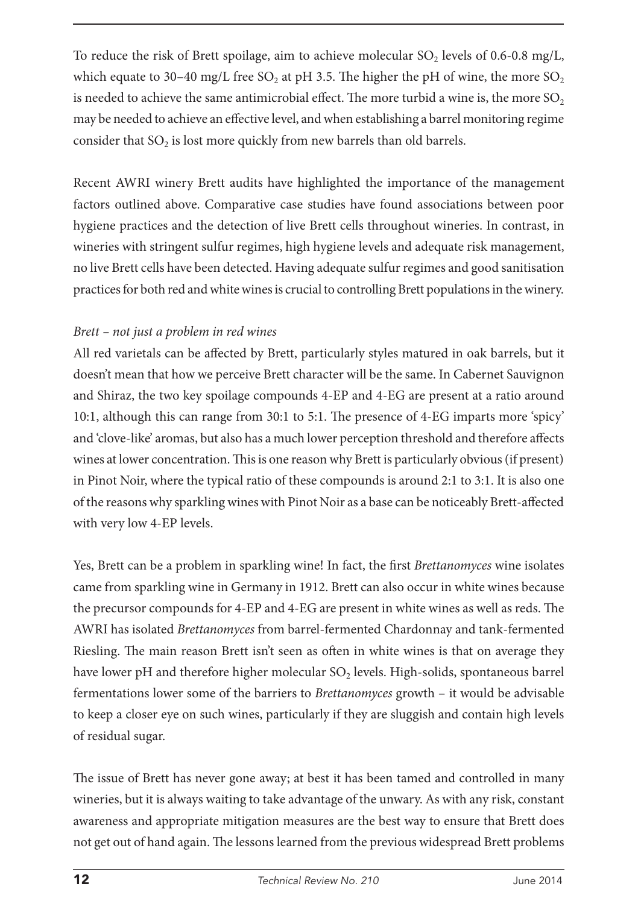To reduce the risk of Brett spoilage, aim to achieve molecular $SO_2$ levels of 0.6-0.8 mg/L, which equate to 30–40 mg/L free $SO_2$ at pH 3.5. The higher the pH of wine, the more $SO_2$ is needed to achieve the same antimicrobial effect. The more turbid a wine is, the more $SO_2$ may be needed to achieve an effective level, and when establishing a barrel monitoring regime consider that $SO_2$ is lost more quickly from new barrels than old barrels.

Recent AWRI winery Brett audits have highlighted the importance of the management factors outlined above. Comparative case studies have found associations between poor hygiene practices and the detection of live Brett cells throughout wineries. In contrast, in wineries with stringent sulfur regimes, high hygiene levels and adequate risk management, no live Brett cells have been detected. Having adequate sulfur regimes and good sanitisation practices for both red and white wines is crucial to controlling Brett populations in the winery.

*Brett – not just a problem in red wines*

All red varietals can be affected by Brett, particularly styles matured in oak barrels, but it doesn't mean that how we perceive Brett character will be the same. In Cabernet Sauvignon and Shiraz, the two key spoilage compounds 4-EP and 4-EG are present at a ratio around 10:1, although this can range from 30:1 to 5:1. The presence of 4-EG imparts more 'spicy' and 'clove-like' aromas, but also has a much lower perception threshold and therefore affects wines at lower concentration. This is one reason why Brett is particularly obvious (if present) in Pinot Noir, where the typical ratio of these compounds is around 2:1 to 3:1. It is also one of the reasons why sparkling wines with Pinot Noir as a base can be noticeably Brett-affected with very low 4-EP levels.

Yes, Brett can be a problem in sparkling wine! In fact, the first *Brettanomyces* wine isolates came from sparkling wine in Germany in 1912. Brett can also occur in white wines because the precursor compounds for 4-EP and 4-EG are present in white wines as well as reds. The AWRI has isolated *Brettanomyces* from barrel-fermented Chardonnay and tank-fermented Riesling. The main reason Brett isn't seen as often in white wines is that on average they have lower pH and therefore higher molecular $SO_2$ levels. High-solids, spontaneous barrel fermentations lower some of the barriers to *Brettanomyces* growth – it would be advisable to keep a closer eye on such wines, particularly if they are sluggish and contain high levels of residual sugar.

The issue of Brett has never gone away; at best it has been tamed and controlled in many wineries, but it is always waiting to take advantage of the unwary. As with any risk, constant awareness and appropriate mitigation measures are the best way to ensure that Brett does not get out of hand again. The lessons learned from the previous widespread Brett problems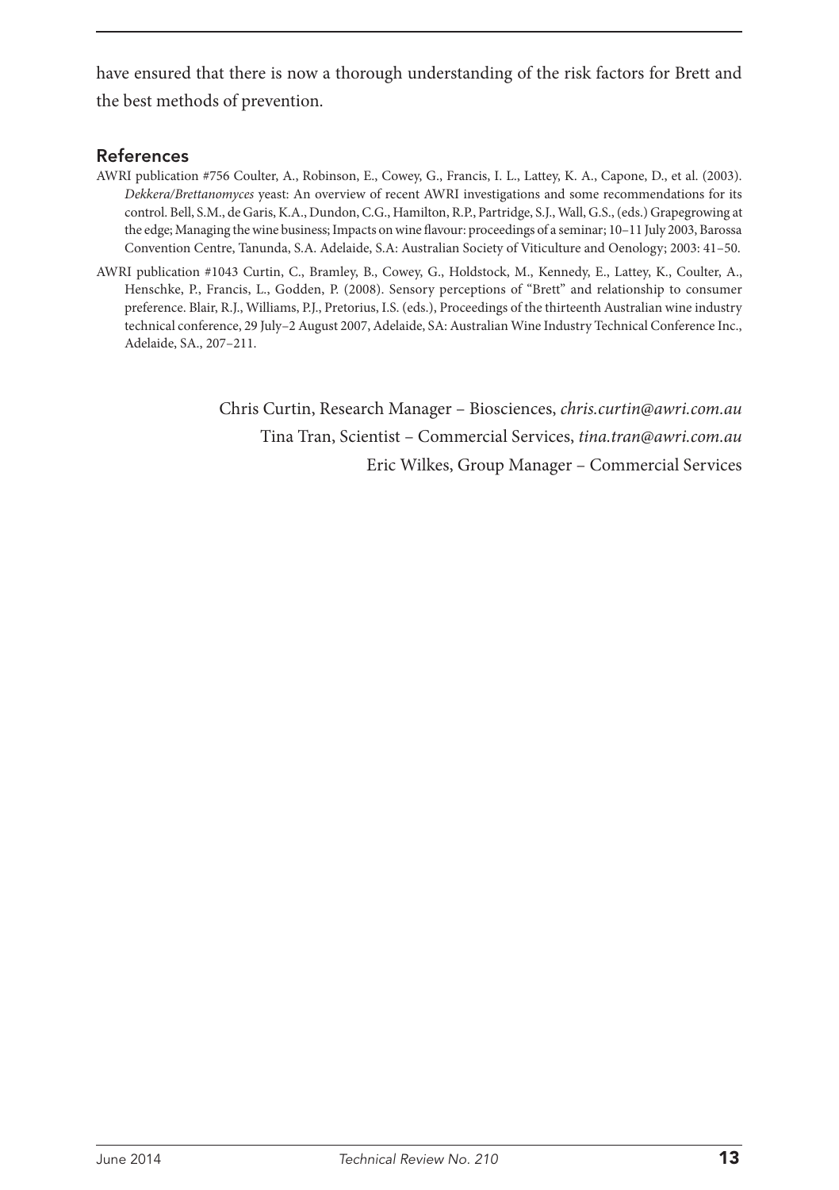have ensured that there is now a thorough understanding of the risk factors for Brett and the best methods of prevention.

## References

AWRI publication #756 Coulter, A., Robinson, E., Cowey, G., Francis, I. L., Lattey, K. A., Capone, D., et al. (2003). *Dekkera/Brettanomyces* yeast: An overview of recent AWRI investigations and some recommendations for its control. Bell, S.M., de Garis, K.A., Dundon, C.G., Hamilton, R.P., Partridge, S.J., Wall, G.S., (eds.) Grapegrowing at the edge; Managing the wine business; Impacts on wine flavour: proceedings of a seminar; 10–11 July 2003, Barossa Convention Centre, Tanunda, S.A. Adelaide, S.A: Australian Society of Viticulture and Oenology; 2003: 41–50.

AWRI publication #1043 Curtin, C., Bramley, B., Cowey, G., Holdstock, M., Kennedy, E., Lattey, K., Coulter, A., Henschke, P., Francis, L., Godden, P. (2008). Sensory perceptions of "Brett" and relationship to consumer preference. Blair, R.J., Williams, P.J., Pretorius, I.S. (eds.), Proceedings of the thirteenth Australian wine industry technical conference, 29 July–2 August 2007, Adelaide, SA: Australian Wine Industry Technical Conference Inc., Adelaide, SA., 207–211.

Chris Curtin, Research Manager – Biosciences, *chris.curtin@awri.com.au*

Tina Tran, Scientist – Commercial Services, *tina.tran@awri.com.au*

Eric Wilkes, Group Manager – Commercial Services